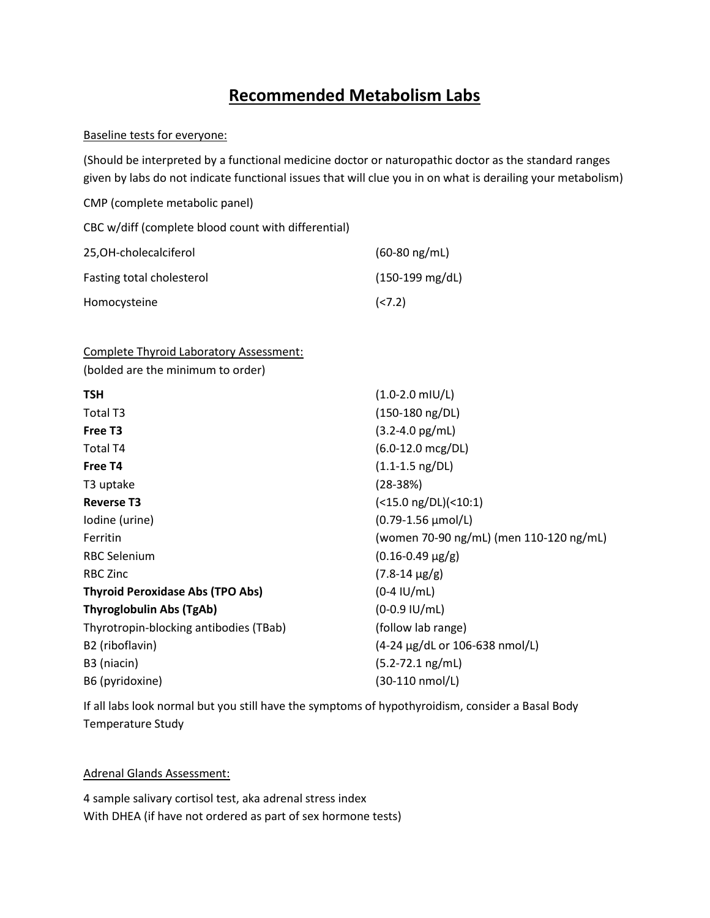# Recommended Metabolism Labs

Baseline tests for everyone:

(Should be interpreted by a functional medicine doctor or naturopathic doctor as the standard ranges given by labs do not indicate functional issues that will clue you in on what is derailing your metabolism)

CMP (complete metabolic panel)

CBC w/diff (complete blood count with differential)

| | |
|---|---|
| 25,OH-cholecalciferol | (60-80 ng/mL) |
| Fasting total cholesterol | (150-199 mg/dL) |
| Homocysteine | (<7.2) |

Complete Thyroid Laboratory Assessment:
(bolded are the minimum to order)

| | |
|---|---|
| **TSH** | (1.0-2.0 mIU/L) |
| Total T3 | (150-180 ng/DL) |
| **Free T3** | (3.2-4.0 pg/mL) |
| Total T4 | (6.0-12.0 mcg/DL) |
| **Free T4** | (1.1-1.5 ng/DL) |
| T3 uptake | (28-38%) |
| **Reverse T3** | (<15.0 ng/DL)(<10:1) |
| Iodine (urine) | (0.79-1.56 µmol/L) |
| Ferritin | (women 70-90 ng/mL) (men 110-120 ng/mL) |
| RBC Selenium | (0.16-0.49 µg/g) |
| RBC Zinc | (7.8-14 µg/g) |
| **Thyroid Peroxidase Abs (TPO Abs)** | (0-4 IU/mL) |
| **Thyroglobulin Abs (TgAb)** | (0-0.9 IU/mL) |
| Thyrotropin-blocking antibodies (TBab) | (follow lab range) |
| B2 (riboflavin) | (4-24 µg/dL or 106-638 nmol/L) |
| B3 (niacin) | (5.2-72.1 ng/mL) |
| B6 (pyridoxine) | (30-110 nmol/L) |

If all labs look normal but you still have the symptoms of hypothyroidism, consider a Basal Body Temperature Study

Adrenal Glands Assessment:

4 sample salivary cortisol test, aka adrenal stress index
With DHEA (if have not ordered as part of sex hormone tests)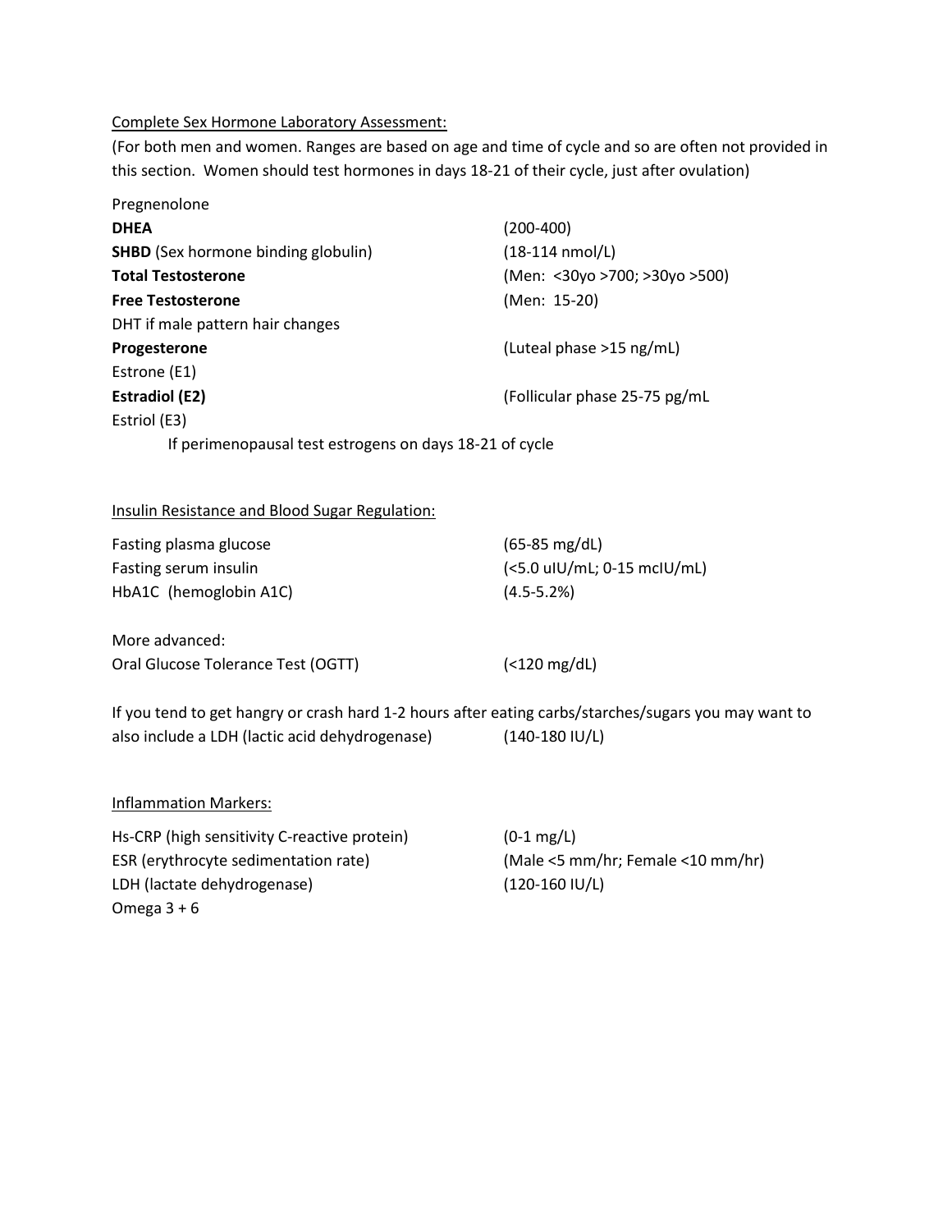<u>Complete Sex Hormone Laboratory Assessment:</u>

(For both men and women. Ranges are based on age and time of cycle and so are often not provided in this section. Women should test hormones in days 18-21 of their cycle, just after ovulation)

| | |
|---|---|
| Pregnenolone | |
| **DHEA** | (200-400) |
| **SHBD** (Sex hormone binding globulin) | (18-114 nmol/L) |
| **Total Testosterone** | (Men: <30yo >700; >30yo >500) |
| **Free Testosterone** | (Men: 15-20) |
| DHT if male pattern hair changes | |
| **Progesterone** | (Luteal phase >15 ng/mL) |
| Estrone (E1) | |
| **Estradiol (E2)** | (Follicular phase 25-75 pg/mL |
| Estriol (E3) | |

If perimenopausal test estrogens on days 18-21 of cycle

<u>Insulin Resistance and Blood Sugar Regulation:</u>

| | |
|---|---|
| Fasting plasma glucose | (65-85 mg/dL) |
| Fasting serum insulin | (<5.0 uIU/mL; 0-15 mcIU/mL) |
| HbA1C (hemoglobin A1C) | (4.5-5.2%) |

More advanced:

| | |
|---|---|
| Oral Glucose Tolerance Test (OGTT) | (<120 mg/dL) |

If you tend to get hangry or crash hard 1-2 hours after eating carbs/starches/sugars you may want to also include a LDH (lactic acid dehydrogenase) (140-180 IU/L)

<u>Inflammation Markers:</u>

| | |
|---|---|
| Hs-CRP (high sensitivity C-reactive protein) | (0-1 mg/L) |
| ESR (erythrocyte sedimentation rate) | (Male <5 mm/hr; Female <10 mm/hr) |
| LDH (lactate dehydrogenase) | (120-160 IU/L) |
| Omega 3 + 6 | |